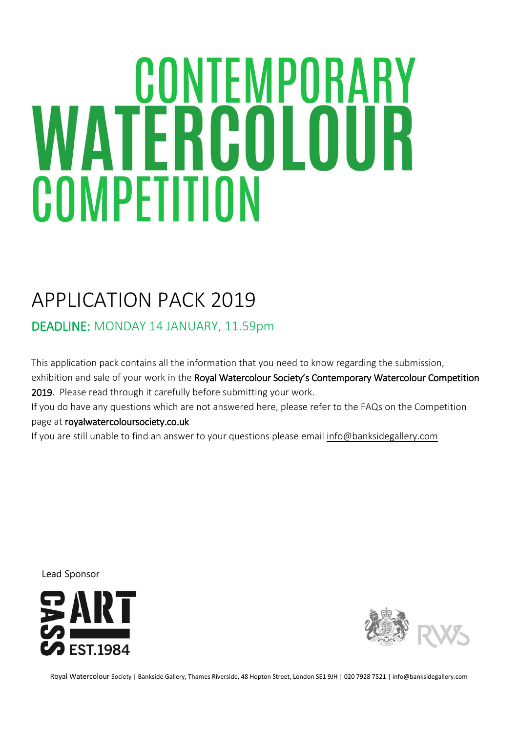# CONTEMPORARY WATERCOLOUR COMPETITION

## APPLICATION PACK 2019

**DEADLINE:** MONDAY 14 JANUARY, 11.59pm

This application pack contains all the information that you need to know regarding the submission, exhibition and sale of your work in the **Royal Watercolour Society's Contemporary Watercolour Competition 2019**. Please read through it carefully before submitting your work.

If you do have any questions which are not answered here, please refer to the FAQs on the Competition page at **royalwatercoloursociety.co.uk**

If you are still unable to find an answer to your questions please email info@banksidegallery.com

Lead Sponsor

CASS ART EST.1984

RWS

Royal Watercolour Society | Bankside Gallery, Thames Riverside, 48 Hopton Street, London SE1 9JH | 020 7928 7521 | info@banksidegallery.com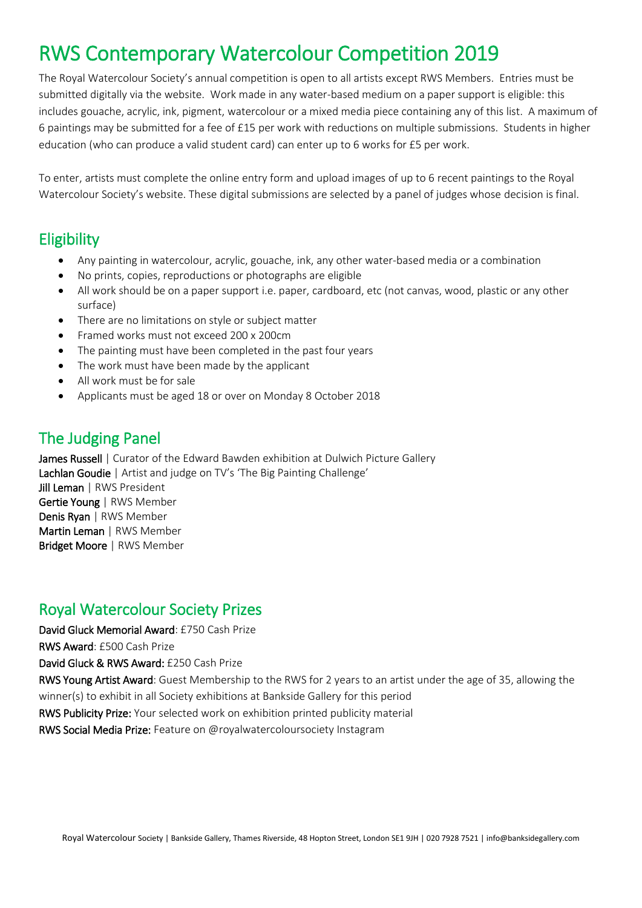# RWS Contemporary Watercolour Competition 2019

The Royal Watercolour Society's annual competition is open to all artists except RWS Members. Entries must be submitted digitally via the website. Work made in any water-based medium on a paper support is eligible: this includes gouache, acrylic, ink, pigment, watercolour or a mixed media piece containing any of this list. A maximum of 6 paintings may be submitted for a fee of £15 per work with reductions on multiple submissions. Students in higher education (who can produce a valid student card) can enter up to 6 works for £5 per work.

To enter, artists must complete the online entry form and upload images of up to 6 recent paintings to the Royal Watercolour Society's website. These digital submissions are selected by a panel of judges whose decision is final.

## Eligibility

- Any painting in watercolour, acrylic, gouache, ink, any other water-based media or a combination
- No prints, copies, reproductions or photographs are eligible
- All work should be on a paper support i.e. paper, cardboard, etc (not canvas, wood, plastic or any other surface)
- There are no limitations on style or subject matter
- Framed works must not exceed 200 x 200cm
- The painting must have been completed in the past four years
- The work must have been made by the applicant
- All work must be for sale
- Applicants must be aged 18 or over on Monday 8 October 2018

## The Judging Panel

**James Russell** | Curator of the Edward Bawden exhibition at Dulwich Picture Gallery
**Lachlan Goudie** | Artist and judge on TV's 'The Big Painting Challenge'
**Jill Leman** | RWS President
**Gertie Young** | RWS Member
**Denis Ryan** | RWS Member
**Martin Leman** | RWS Member
**Bridget Moore** | RWS Member

## Royal Watercolour Society Prizes

**David Gluck Memorial Award**: £750 Cash Prize

**RWS Award**: £500 Cash Prize

**David Gluck & RWS Award:** £250 Cash Prize

**RWS Young Artist Award**: Guest Membership to the RWS for 2 years to an artist under the age of 35, allowing the winner(s) to exhibit in all Society exhibitions at Bankside Gallery for this period

**RWS Publicity Prize:** Your selected work on exhibition printed publicity material

**RWS Social Media Prize:** Feature on @royalwatercoloursociety Instagram

Royal Watercolour Society | Bankside Gallery, Thames Riverside, 48 Hopton Street, London SE1 9JH | 020 7928 7521 | info@banksidegallery.com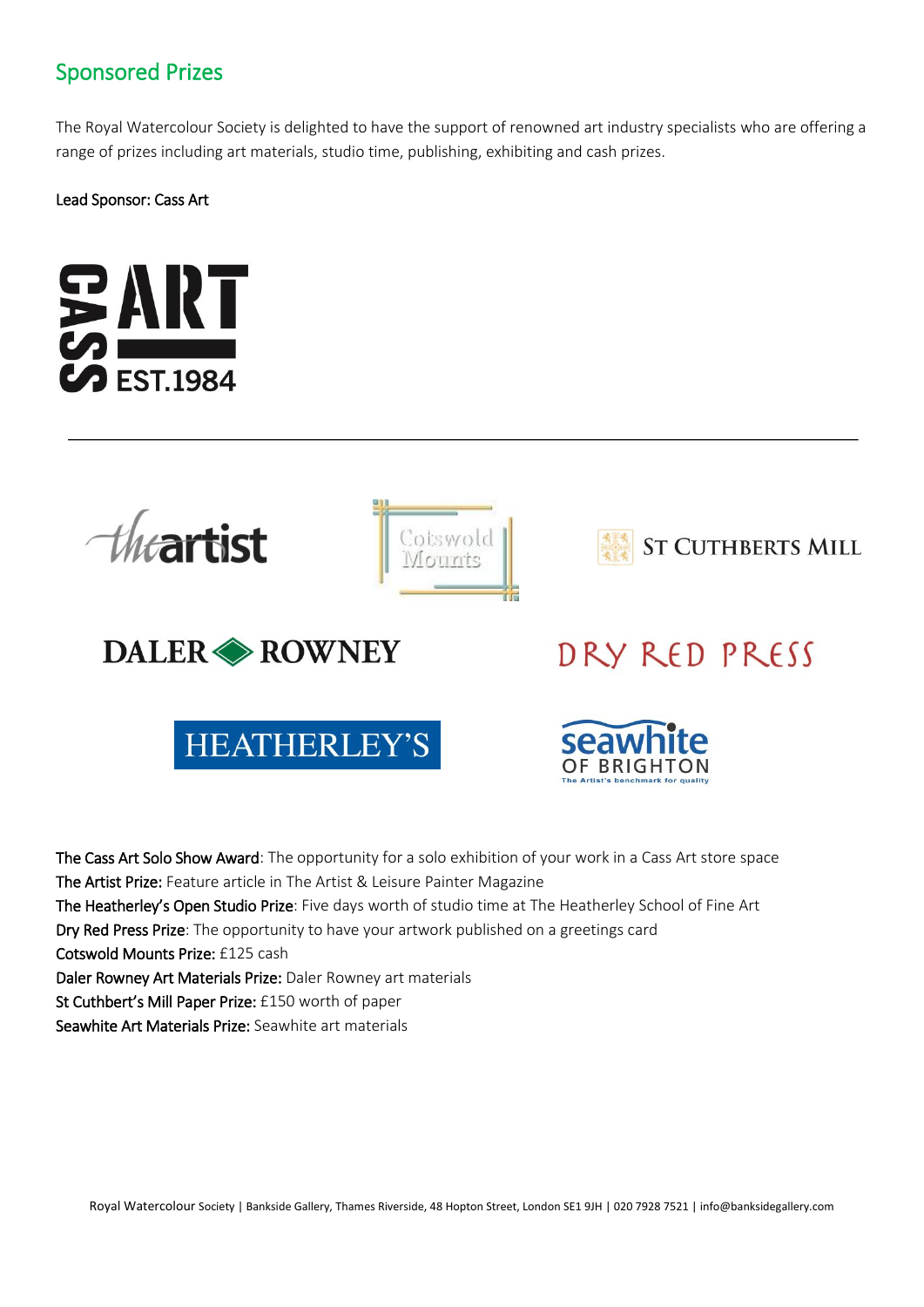## Sponsored Prizes

The Royal Watercolour Society is delighted to have the support of renowned art industry specialists who are offering a range of prizes including art materials, studio time, publishing, exhibiting and cash prizes.

Lead Sponsor: Cass Art

---

The Cass Art Solo Show Award: The opportunity for a solo exhibition of your work in a Cass Art store space
The Artist Prize: Feature article in The Artist & Leisure Painter Magazine
The Heatherley's Open Studio Prize: Five days worth of studio time at The Heatherley School of Fine Art
Dry Red Press Prize: The opportunity to have your artwork published on a greetings card
Cotswold Mounts Prize: £125 cash
Daler Rowney Art Materials Prize: Daler Rowney art materials
St Cuthbert's Mill Paper Prize: £150 worth of paper
Seawhite Art Materials Prize: Seawhite art materials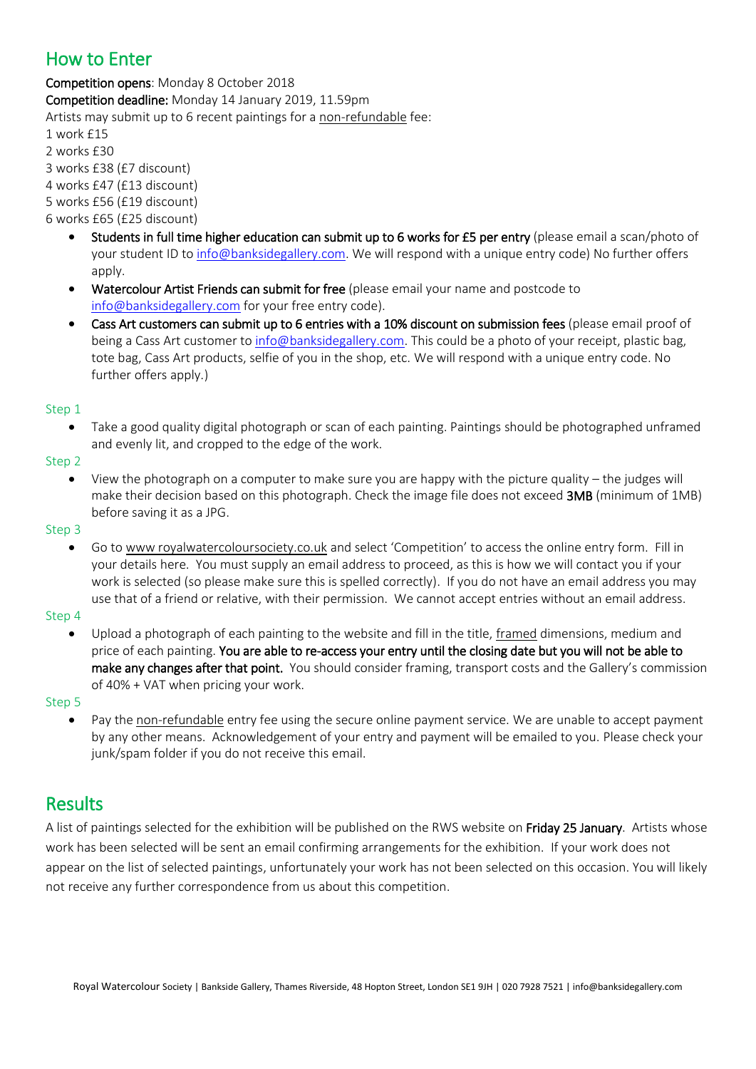## How to Enter

**Competition opens**: Monday 8 October 2018
**Competition deadline:** Monday 14 January 2019, 11.59pm
Artists may submit up to 6 recent paintings for a non-refundable fee:
1 work £15
2 works £30
3 works £38 (£7 discount)
4 works £47 (£13 discount)
5 works £56 (£19 discount)
6 works £65 (£25 discount)

- **Students in full time higher education can submit up to 6 works for £5 per entry** (please email a scan/photo of your student ID to info@banksidegallery.com. We will respond with a unique entry code) No further offers apply.
- **Watercolour Artist Friends can submit for free** (please email your name and postcode to info@banksidegallery.com for your free entry code).
- **Cass Art customers can submit up to 6 entries with a 10% discount on submission fees** (please email proof of being a Cass Art customer to info@banksidegallery.com. This could be a photo of your receipt, plastic bag, tote bag, Cass Art products, selfie of you in the shop, etc. We will respond with a unique entry code. No further offers apply.)

Step 1

- Take a good quality digital photograph or scan of each painting. Paintings should be photographed unframed and evenly lit, and cropped to the edge of the work.

Step 2

- View the photograph on a computer to make sure you are happy with the picture quality – the judges will make their decision based on this photograph. Check the image file does not exceed **3MB** (minimum of 1MB) before saving it as a JPG.

Step 3

- Go to www.royalwatercoloursociety.co.uk and select 'Competition' to access the online entry form. Fill in your details here. You must supply an email address to proceed, as this is how we will contact you if your work is selected (so please make sure this is spelled correctly). If you do not have an email address you may use that of a friend or relative, with their permission. We cannot accept entries without an email address.

Step 4

- Upload a photograph of each painting to the website and fill in the title, framed dimensions, medium and price of each painting. **You are able to re-access your entry until the closing date but you will not be able to make any changes after that point.** You should consider framing, transport costs and the Gallery's commission of 40% + VAT when pricing your work.

Step 5

- Pay the non-refundable entry fee using the secure online payment service. We are unable to accept payment by any other means. Acknowledgement of your entry and payment will be emailed to you. Please check your junk/spam folder if you do not receive this email.

## Results

A list of paintings selected for the exhibition will be published on the RWS website on **Friday 25 January**. Artists whose work has been selected will be sent an email confirming arrangements for the exhibition. If your work does not appear on the list of selected paintings, unfortunately your work has not been selected on this occasion. You will likely not receive any further correspondence from us about this competition.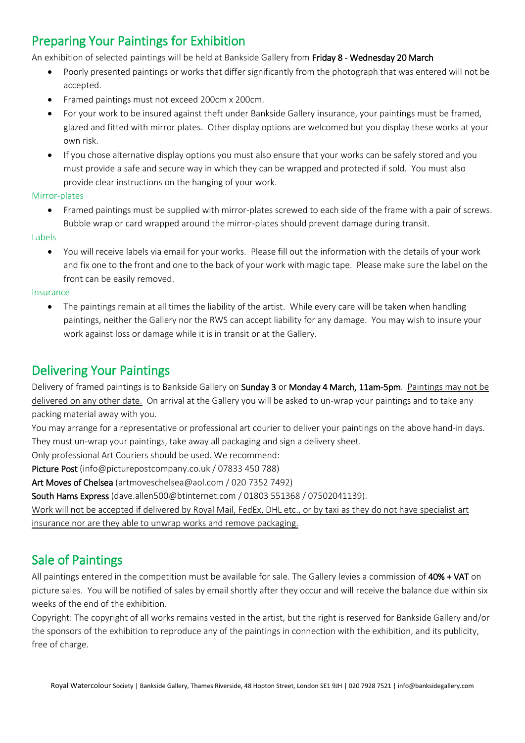## Preparing Your Paintings for Exhibition

An exhibition of selected paintings will be held at Bankside Gallery from **Friday 8 - Wednesday 20 March**

- Poorly presented paintings or works that differ significantly from the photograph that was entered will not be accepted.
- Framed paintings must not exceed 200cm x 200cm.
- For your work to be insured against theft under Bankside Gallery insurance, your paintings must be framed, glazed and fitted with mirror plates. Other display options are welcomed but you display these works at your own risk.
- If you chose alternative display options you must also ensure that your works can be safely stored and you must provide a safe and secure way in which they can be wrapped and protected if sold. You must also provide clear instructions on the hanging of your work.

### Mirror-plates

- Framed paintings must be supplied with mirror-plates screwed to each side of the frame with a pair of screws. Bubble wrap or card wrapped around the mirror-plates should prevent damage during transit.

### Labels

- You will receive labels via email for your works. Please fill out the information with the details of your work and fix one to the front and one to the back of your work with magic tape. Please make sure the label on the front can be easily removed.

### Insurance

- The paintings remain at all times the liability of the artist. While every care will be taken when handling paintings, neither the Gallery nor the RWS can accept liability for any damage. You may wish to insure your work against loss or damage while it is in transit or at the Gallery.

## Delivering Your Paintings

Delivery of framed paintings is to Bankside Gallery on **Sunday 3** or **Monday 4 March, 11am-5pm**. Paintings may not be delivered on any other date. On arrival at the Gallery you will be asked to un-wrap your paintings and to take any packing material away with you.

You may arrange for a representative or professional art courier to deliver your paintings on the above hand-in days. They must un-wrap your paintings, take away all packaging and sign a delivery sheet.

Only professional Art Couriers should be used. We recommend:

**Picture Post** (info@picturepostcompany.co.uk / 07833 450 788)

**Art Moves of Chelsea** (artmoveschelsea@aol.com / 020 7352 7492)

**South Hams Express** (dave.allen500@btinternet.com / 01803 551368 / 07502041139).

Work will not be accepted if delivered by Royal Mail, FedEx, DHL etc., or by taxi as they do not have specialist art insurance nor are they able to unwrap works and remove packaging.

## Sale of Paintings

All paintings entered in the competition must be available for sale. The Gallery levies a commission of **40% + VAT** on picture sales. You will be notified of sales by email shortly after they occur and will receive the balance due within six weeks of the end of the exhibition.

Copyright: The copyright of all works remains vested in the artist, but the right is reserved for Bankside Gallery and/or the sponsors of the exhibition to reproduce any of the paintings in connection with the exhibition, and its publicity, free of charge.

Royal Watercolour Society | Bankside Gallery, Thames Riverside, 48 Hopton Street, London SE1 9JH | 020 7928 7521 | info@banksidegallery.com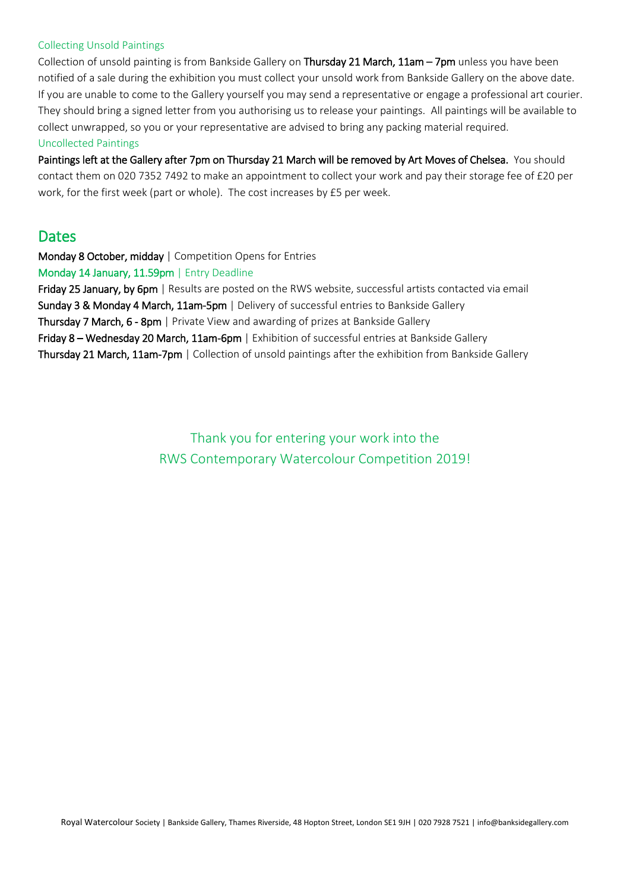### Collecting Unsold Paintings

Collection of unsold painting is from Bankside Gallery on **Thursday 21 March, 11am – 7pm** unless you have been notified of a sale during the exhibition you must collect your unsold work from Bankside Gallery on the above date. If you are unable to come to the Gallery yourself you may send a representative or engage a professional art courier. They should bring a signed letter from you authorising us to release your paintings. All paintings will be available to collect unwrapped, so you or your representative are advised to bring any packing material required.

### Uncollected Paintings

**Paintings left at the Gallery after 7pm on Thursday 21 March will be removed by Art Moves of Chelsea.** You should contact them on 020 7352 7492 to make an appointment to collect your work and pay their storage fee of £20 per work, for the first week (part or whole). The cost increases by £5 per week.

## Dates

**Monday 8 October, midday** | Competition Opens for Entries
**Monday 14 January, 11.59pm** | Entry Deadline
**Friday 25 January, by 6pm** | Results are posted on the RWS website, successful artists contacted via email
**Sunday 3 & Monday 4 March, 11am-5pm** | Delivery of successful entries to Bankside Gallery
**Thursday 7 March, 6 - 8pm** | Private View and awarding of prizes at Bankside Gallery
**Friday 8 – Wednesday 20 March, 11am-6pm** | Exhibition of successful entries at Bankside Gallery
**Thursday 21 March, 11am-7pm** | Collection of unsold paintings after the exhibition from Bankside Gallery

Thank you for entering your work into the
RWS Contemporary Watercolour Competition 2019!

Royal Watercolour Society | Bankside Gallery, Thames Riverside, 48 Hopton Street, London SE1 9JH | 020 7928 7521 | info@banksidegallery.com